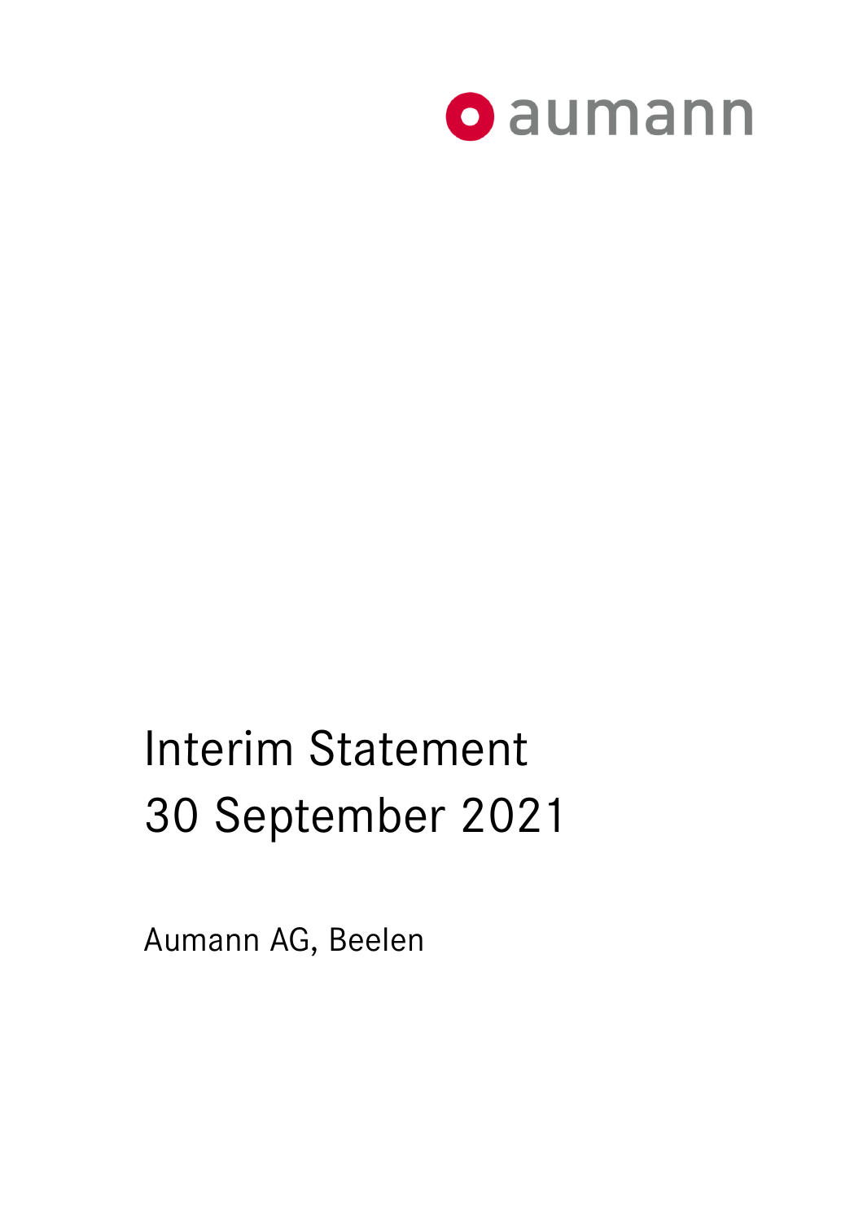aumann

# Interim Statement 30 September 2021

Aumann AG, Beelen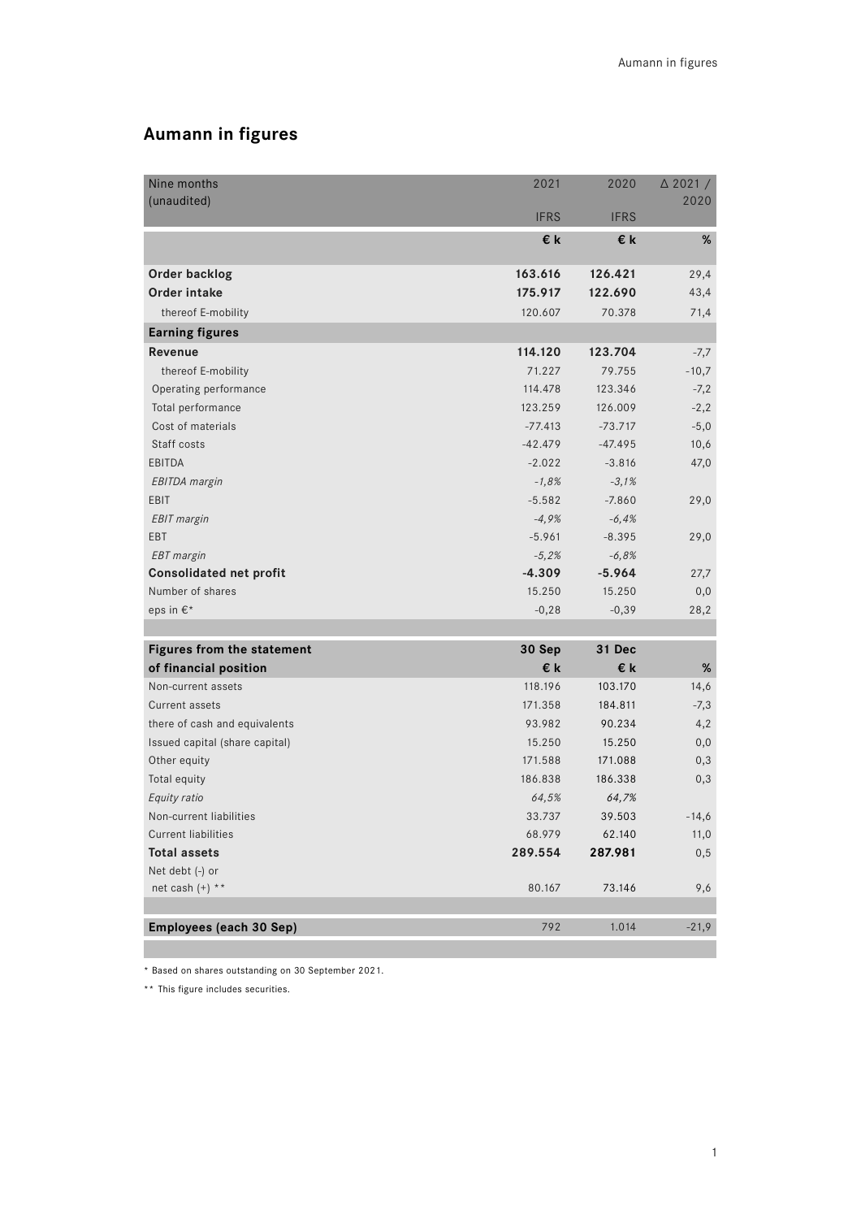# Aumann in figures

| Nine months (unaudited) | 2021 IFRS | 2020 IFRS | Δ 2021 / 2020 |
|---|---|---|---|
| | **€ k** | **€ k** | **%** |
| **Order backlog** | **163.616** | **126.421** | 29,4 |
| **Order intake** | **175.917** | **122.690** | 43,4 |
| thereof E-mobility | 120.607 | 70.378 | 71,4 |
| **Earning figures** | | | |
| **Revenue** | **114.120** | **123.704** | -7,7 |
| thereof E-mobility | 71.227 | 79.755 | -10,7 |
| Operating performance | 114.478 | 123.346 | -7,2 |
| Total performance | 123.259 | 126.009 | -2,2 |
| Cost of materials | -77.413 | -73.717 | -5,0 |
| Staff costs | -42.479 | -47.495 | 10,6 |
| EBITDA | -2.022 | -3.816 | 47,0 |
| *EBITDA margin* | *-1,8%* | *-3,1%* | |
| EBIT | -5.582 | -7.860 | 29,0 |
| *EBIT margin* | *-4,9%* | *-6,4%* | |
| EBT | -5.961 | -8.395 | 29,0 |
| *EBT margin* | *-5,2%* | *-6,8%* | |
| **Consolidated net profit** | **-4.309** | **-5.964** | 27,7 |
| Number of shares | 15.250 | 15.250 | 0,0 |
| eps in €* | -0,28 | -0,39 | 28,2 |

| **Figures from the statement of financial position** | **30 Sep € k** | **31 Dec € k** | **%** |
|---|---|---|---|
| Non-current assets | 118.196 | 103.170 | 14,6 |
| Current assets | 171.358 | 184.811 | -7,3 |
| there of cash and equivalents | 93.982 | 90.234 | 4,2 |
| Issued capital (share capital) | 15.250 | 15.250 | 0,0 |
| Other equity | 171.588 | 171.088 | 0,3 |
| Total equity | 186.838 | 186.338 | 0,3 |
| *Equity ratio* | *64,5%* | *64,7%* | |
| Non-current liabilities | 33.737 | 39.503 | -14,6 |
| Current liabilities | 68.979 | 62.140 | 11,0 |
| **Total assets** | **289.554** | **287.981** | 0,5 |
| Net debt (-) or net cash (+) ** | 80.167 | 73.146 | 9,6 |

| **Employees (each 30 Sep)** | 792 | 1.014 | -21,9 |
|---|---|---|---|

\* Based on shares outstanding on 30 September 2021.

\*\* This figure includes securities.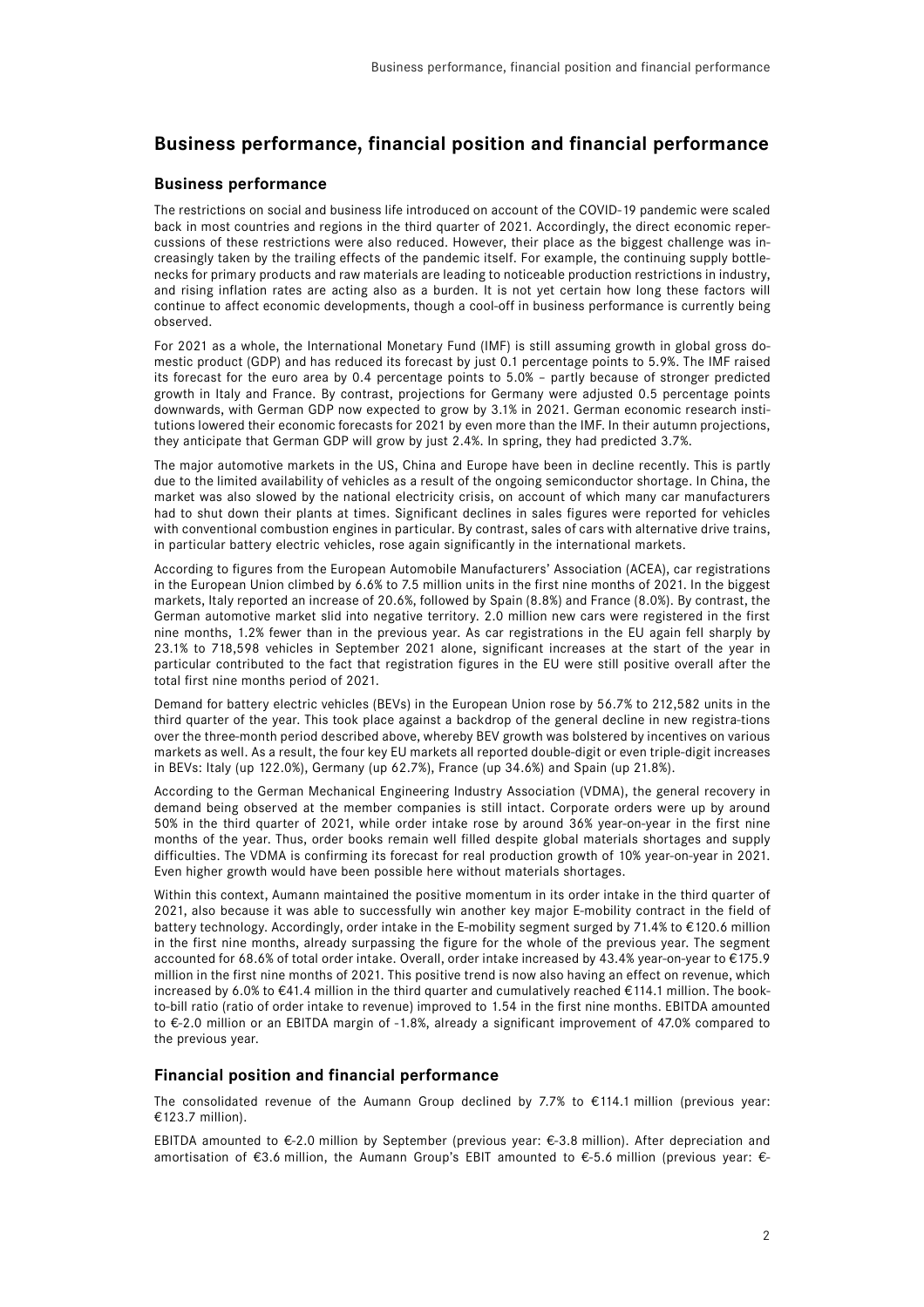# Business performance, financial position and financial performance

## Business performance

The restrictions on social and business life introduced on account of the COVID-19 pandemic were scaled back in most countries and regions in the third quarter of 2021. Accordingly, the direct economic repercussions of these restrictions were also reduced. However, their place as the biggest challenge was increasingly taken by the trailing effects of the pandemic itself. For example, the continuing supply bottlenecks for primary products and raw materials are leading to noticeable production restrictions in industry, and rising inflation rates are acting also as a burden. It is not yet certain how long these factors will continue to affect economic developments, though a cool-off in business performance is currently being observed.

For 2021 as a whole, the International Monetary Fund (IMF) is still assuming growth in global gross domestic product (GDP) and has reduced its forecast by just 0.1 percentage points to 5.9%. The IMF raised its forecast for the euro area by 0.4 percentage points to 5.0% – partly because of stronger predicted growth in Italy and France. By contrast, projections for Germany were adjusted 0.5 percentage points downwards, with German GDP now expected to grow by 3.1% in 2021. German economic research institutions lowered their economic forecasts for 2021 by even more than the IMF. In their autumn projections, they anticipate that German GDP will grow by just 2.4%. In spring, they had predicted 3.7%.

The major automotive markets in the US, China and Europe have been in decline recently. This is partly due to the limited availability of vehicles as a result of the ongoing semiconductor shortage. In China, the market was also slowed by the national electricity crisis, on account of which many car manufacturers had to shut down their plants at times. Significant declines in sales figures were reported for vehicles with conventional combustion engines in particular. By contrast, sales of cars with alternative drive trains, in particular battery electric vehicles, rose again significantly in the international markets.

According to figures from the European Automobile Manufacturers' Association (ACEA), car registrations in the European Union climbed by 6.6% to 7.5 million units in the first nine months of 2021. In the biggest markets, Italy reported an increase of 20.6%, followed by Spain (8.8%) and France (8.0%). By contrast, the German automotive market slid into negative territory. 2.0 million new cars were registered in the first nine months, 1.2% fewer than in the previous year. As car registrations in the EU again fell sharply by 23.1% to 718,598 vehicles in September 2021 alone, significant increases at the start of the year in particular contributed to the fact that registration figures in the EU were still positive overall after the total first nine months period of 2021.

Demand for battery electric vehicles (BEVs) in the European Union rose by 56.7% to 212,582 units in the third quarter of the year. This took place against a backdrop of the general decline in new registra-tions over the three-month period described above, whereby BEV growth was bolstered by incentives on various markets as well. As a result, the four key EU markets all reported double-digit or even triple-digit increases in BEVs: Italy (up 122.0%), Germany (up 62.7%), France (up 34.6%) and Spain (up 21.8%).

According to the German Mechanical Engineering Industry Association (VDMA), the general recovery in demand being observed at the member companies is still intact. Corporate orders were up by around 50% in the third quarter of 2021, while order intake rose by around 36% year-on-year in the first nine months of the year. Thus, order books remain well filled despite global materials shortages and supply difficulties. The VDMA is confirming its forecast for real production growth of 10% year-on-year in 2021. Even higher growth would have been possible here without materials shortages.

Within this context, Aumann maintained the positive momentum in its order intake in the third quarter of 2021, also because it was able to successfully win another key major E-mobility contract in the field of battery technology. Accordingly, order intake in the E-mobility segment surged by 71.4% to €120.6 million in the first nine months, already surpassing the figure for the whole of the previous year. The segment accounted for 68.6% of total order intake. Overall, order intake increased by 43.4% year-on-year to €175.9 million in the first nine months of 2021. This positive trend is now also having an effect on revenue, which increased by 6.0% to €41.4 million in the third quarter and cumulatively reached €114.1 million. The book-to-bill ratio (ratio of order intake to revenue) improved to 1.54 in the first nine months. EBITDA amounted to €-2.0 million or an EBITDA margin of -1.8%, already a significant improvement of 47.0% compared to the previous year.

## Financial position and financial performance

The consolidated revenue of the Aumann Group declined by 7.7% to €114.1 million (previous year: €123.7 million).

EBITDA amounted to €-2.0 million by September (previous year: €-3.8 million). After depreciation and amortisation of €3.6 million, the Aumann Group's EBIT amounted to €-5.6 million (previous year: €-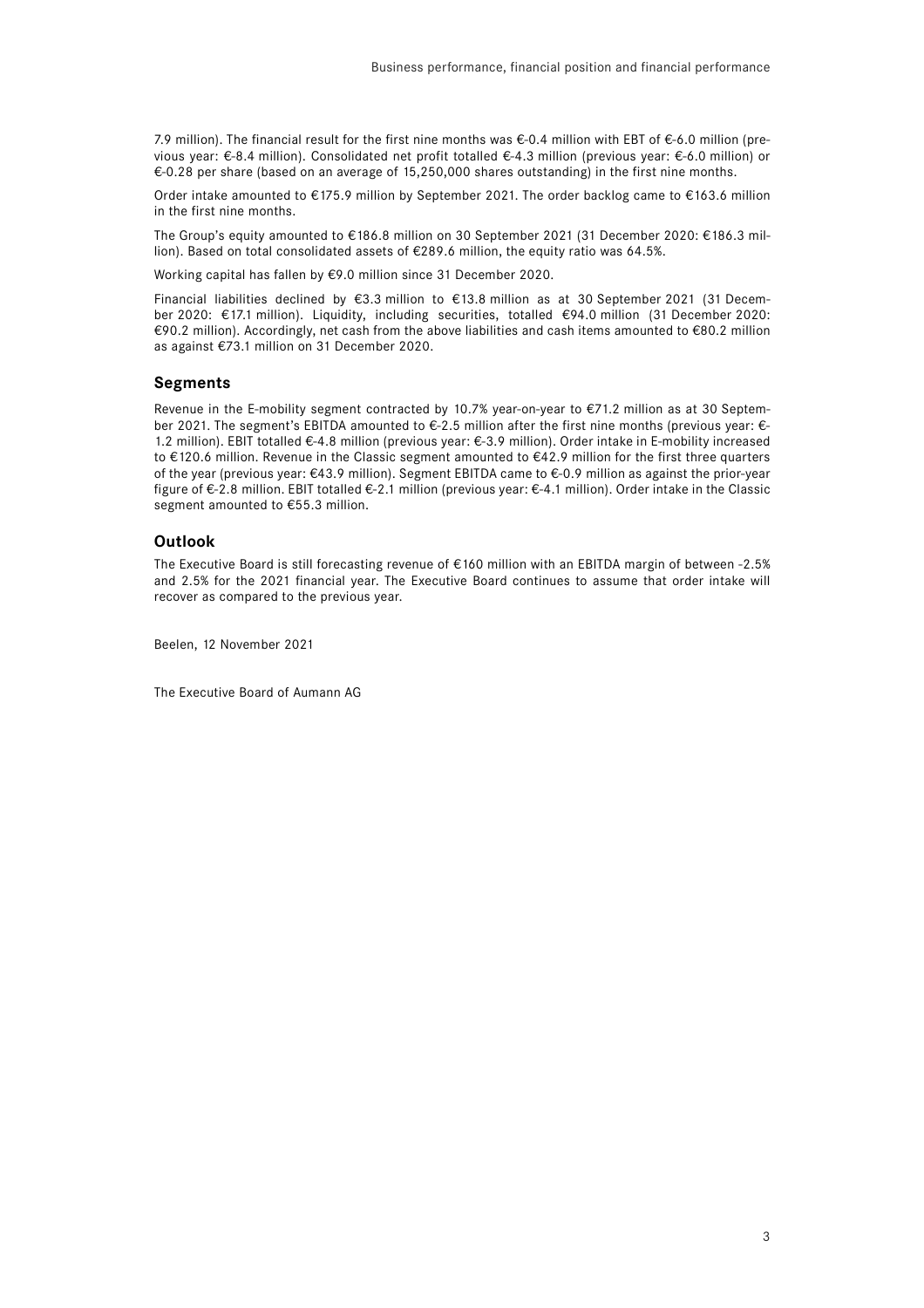7.9 million). The financial result for the first nine months was €-0.4 million with EBT of €-6.0 million (previous year: €-8.4 million). Consolidated net profit totalled €-4.3 million (previous year: €-6.0 million) or €-0.28 per share (based on an average of 15,250,000 shares outstanding) in the first nine months.

Order intake amounted to €175.9 million by September 2021. The order backlog came to €163.6 million in the first nine months.

The Group's equity amounted to €186.8 million on 30 September 2021 (31 December 2020: €186.3 million). Based on total consolidated assets of €289.6 million, the equity ratio was 64.5%.

Working capital has fallen by €9.0 million since 31 December 2020.

Financial liabilities declined by €3.3 million to €13.8 million as at 30 September 2021 (31 December 2020: €17.1 million). Liquidity, including securities, totalled €94.0 million (31 December 2020: €90.2 million). Accordingly, net cash from the above liabilities and cash items amounted to €80.2 million as against €73.1 million on 31 December 2020.

## Segments

Revenue in the E-mobility segment contracted by 10.7% year-on-year to €71.2 million as at 30 September 2021. The segment's EBITDA amounted to €-2.5 million after the first nine months (previous year: €-1.2 million). EBIT totalled €-4.8 million (previous year: €-3.9 million). Order intake in E-mobility increased to €120.6 million. Revenue in the Classic segment amounted to €42.9 million for the first three quarters of the year (previous year: €43.9 million). Segment EBITDA came to €-0.9 million as against the prior-year figure of €-2.8 million. EBIT totalled €-2.1 million (previous year: €-4.1 million). Order intake in the Classic segment amounted to €55.3 million.

## Outlook

The Executive Board is still forecasting revenue of €160 million with an EBITDA margin of between -2.5% and 2.5% for the 2021 financial year. The Executive Board continues to assume that order intake will recover as compared to the previous year.

Beelen, 12 November 2021

The Executive Board of Aumann AG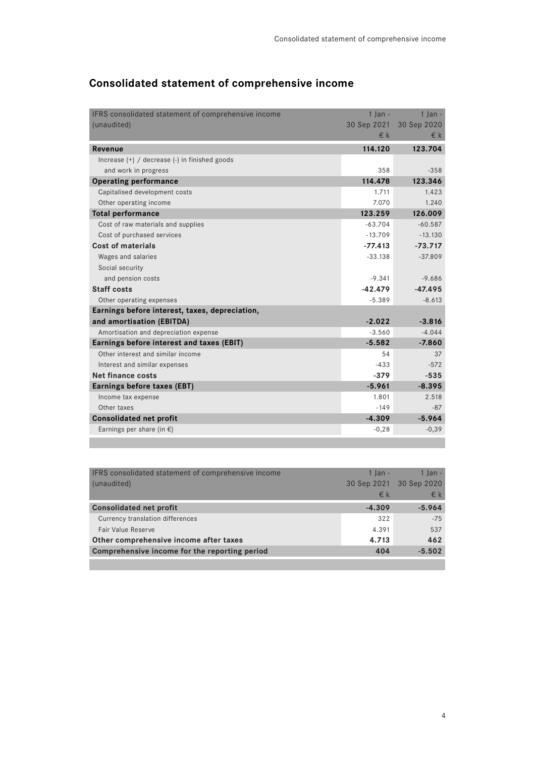# Consolidated statement of comprehensive income

| IFRS consolidated statement of comprehensive income (unaudited) | 1 Jan - 30 Sep 2021 € k | 1 Jan - 30 Sep 2020 € k |
|---|---|---|
| **Revenue** | **114.120** | **123.704** |
| Increase (+) / decrease (-) in finished goods and work in progress | 358 | -358 |
| **Operating performance** | **114.478** | **123.346** |
| Capitalised development costs | 1.711 | 1.423 |
| Other operating income | 7.070 | 1.240 |
| **Total performance** | **123.259** | **126.009** |
| Cost of raw materials and supplies | -63.704 | -60.587 |
| Cost of purchased services | -13.709 | -13.130 |
| **Cost of materials** | **-77.413** | **-73.717** |
| Wages and salaries | -33.138 | -37.809 |
| Social security and pension costs | -9.341 | -9.686 |
| **Staff costs** | **-42.479** | **-47.495** |
| Other operating expenses | -5.389 | -8.613 |
| **Earnings before interest, taxes, depreciation, and amortisation (EBITDA)** | **-2.022** | **-3.816** |
| Amortisation and depreciation expense | -3.560 | -4.044 |
| **Earnings before interest and taxes (EBIT)** | **-5.582** | **-7.860** |
| Other interest and similar income | 54 | 37 |
| Interest and similar expenses | -433 | -572 |
| **Net finance costs** | **-379** | **-535** |
| **Earnings before taxes (EBT)** | **-5.961** | **-8.395** |
| Income tax expense | 1.801 | 2.518 |
| Other taxes | -149 | -87 |
| **Consolidated net profit** | **-4.309** | **-5.964** |
| Earnings per share (in €) | -0,28 | -0,39 |

| IFRS consolidated statement of comprehensive income (unaudited) | 1 Jan - 30 Sep 2021 € k | 1 Jan - 30 Sep 2020 € k |
|---|---|---|
| **Consolidated net profit** | **-4.309** | **-5.964** |
| Currency translation differences | 322 | -75 |
| Fair Value Reserve | 4.391 | 537 |
| **Other comprehensive income after taxes** | **4.713** | **462** |
| **Comprehensive income for the reporting period** | **404** | **-5.502** |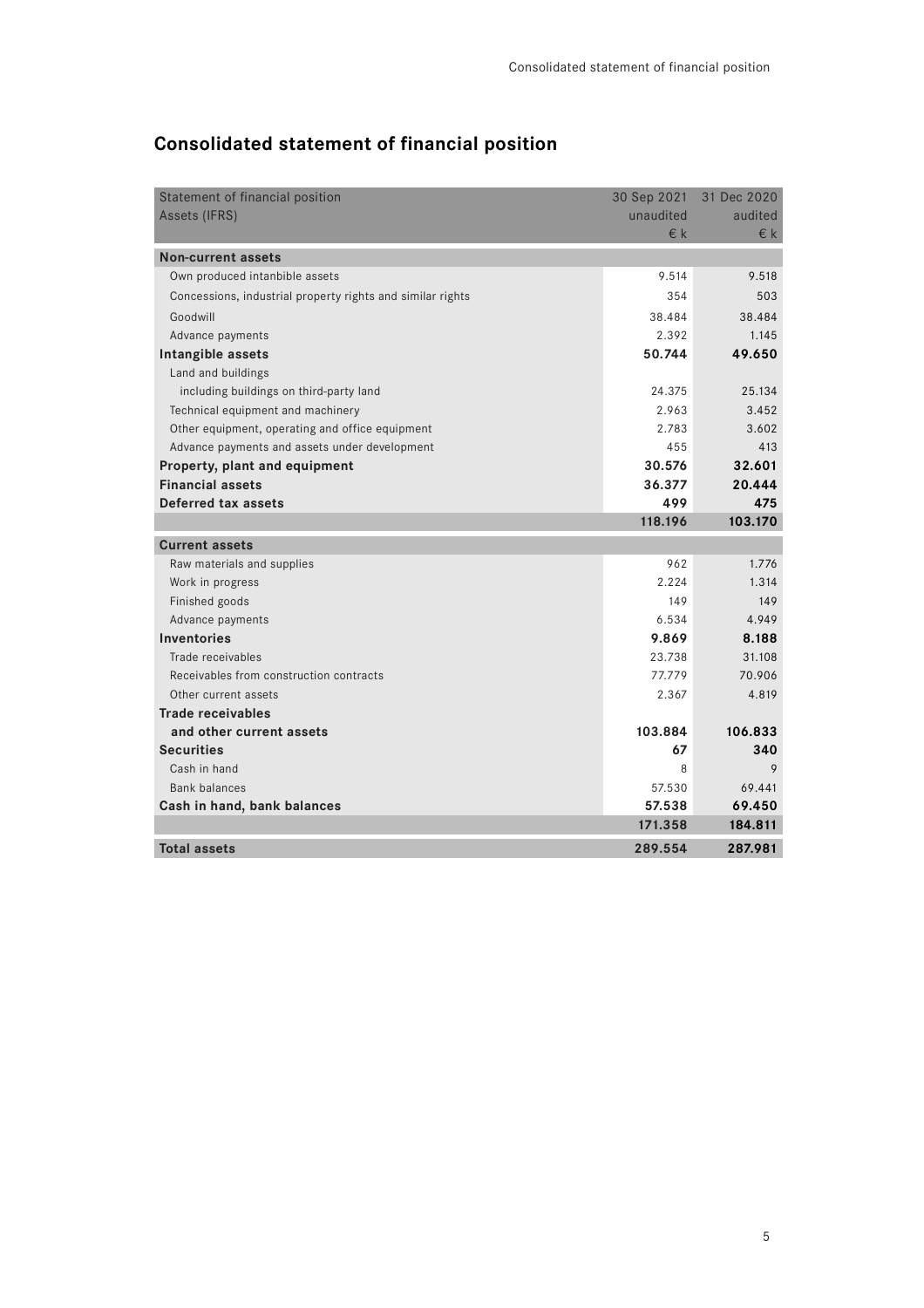# Consolidated statement of financial position

| Statement of financial position<br>Assets (IFRS) | 30 Sep 2021<br>unaudited<br>€ k | 31 Dec 2020<br>audited<br>€ k |
|---|---|---|
| **Non-current assets** | | |
| Own produced intanbible assets | 9.514 | 9.518 |
| Concessions, industrial property rights and similar rights | 354 | 503 |
| Goodwill | 38.484 | 38.484 |
| Advance payments | 2.392 | 1.145 |
| **Intangible assets** | **50.744** | **49.650** |
| Land and buildings including buildings on third-party land | 24.375 | 25.134 |
| Technical equipment and machinery | 2.963 | 3.452 |
| Other equipment, operating and office equipment | 2.783 | 3.602 |
| Advance payments and assets under development | 455 | 413 |
| **Property, plant and equipment** | **30.576** | **32.601** |
| **Financial assets** | **36.377** | **20.444** |
| **Deferred tax assets** | **499** | **475** |
| | **118.196** | **103.170** |
| **Current assets** | | |
| Raw materials and supplies | 962 | 1.776 |
| Work in progress | 2.224 | 1.314 |
| Finished goods | 149 | 149 |
| Advance payments | 6.534 | 4.949 |
| **Inventories** | **9.869** | **8.188** |
| Trade receivables | 23.738 | 31.108 |
| Receivables from construction contracts | 77.779 | 70.906 |
| Other current assets | 2.367 | 4.819 |
| **Trade receivables and other current assets** | **103.884** | **106.833** |
| **Securities** | **67** | **340** |
| Cash in hand | 8 | 9 |
| Bank balances | 57.530 | 69.441 |
| **Cash in hand, bank balances** | **57.538** | **69.450** |
| | **171.358** | **184.811** |
| **Total assets** | **289.554** | **287.981** |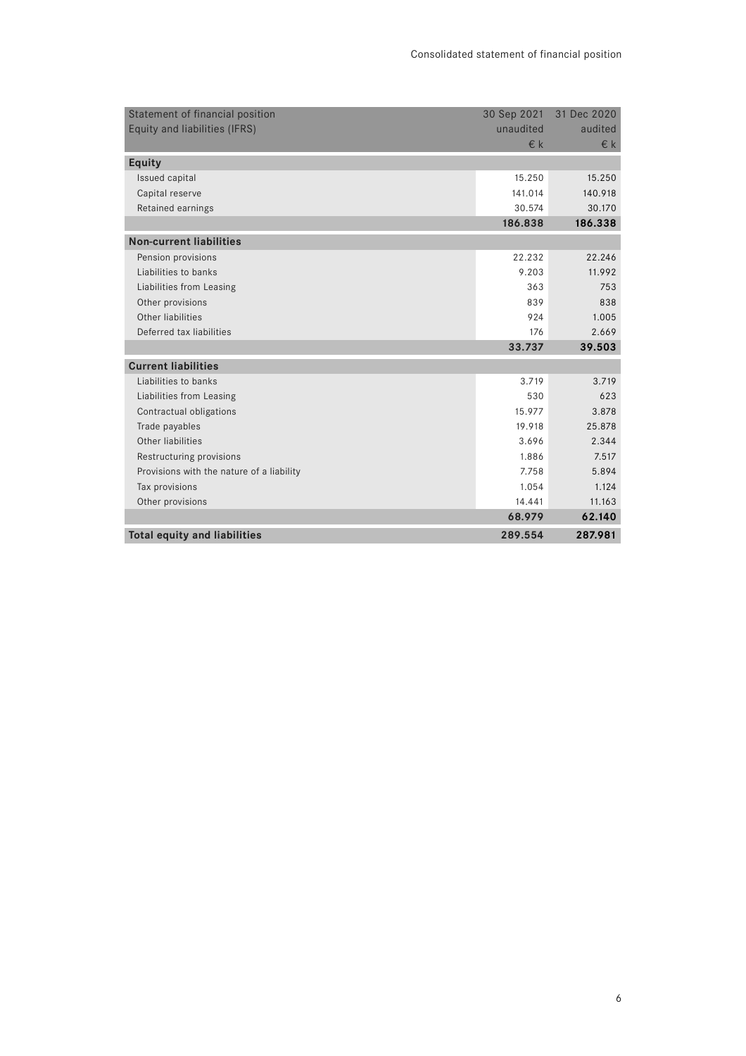| Statement of financial position<br>Equity and liabilities (IFRS) | 30 Sep 2021<br>unaudited<br>€ k | 31 Dec 2020<br>audited<br>€ k |
|---|---|---|
| **Equity** | | |
| Issued capital | 15.250 | 15.250 |
| Capital reserve | 141.014 | 140.918 |
| Retained earnings | 30.574 | 30.170 |
| | **186.838** | **186.338** |
| **Non-current liabilities** | | |
| Pension provisions | 22.232 | 22.246 |
| Liabilities to banks | 9.203 | 11.992 |
| Liabilities from Leasing | 363 | 753 |
| Other provisions | 839 | 838 |
| Other liabilities | 924 | 1.005 |
| Deferred tax liabilities | 176 | 2.669 |
| | **33.737** | **39.503** |
| **Current liabilities** | | |
| Liabilities to banks | 3.719 | 3.719 |
| Liabilities from Leasing | 530 | 623 |
| Contractual obligations | 15.977 | 3.878 |
| Trade payables | 19.918 | 25.878 |
| Other liabilities | 3.696 | 2.344 |
| Restructuring provisions | 1.886 | 7.517 |
| Provisions with the nature of a liability | 7.758 | 5.894 |
| Tax provisions | 1.054 | 1.124 |
| Other provisions | 14.441 | 11.163 |
| | **68.979** | **62.140** |
| **Total equity and liabilities** | **289.554** | **287.981** |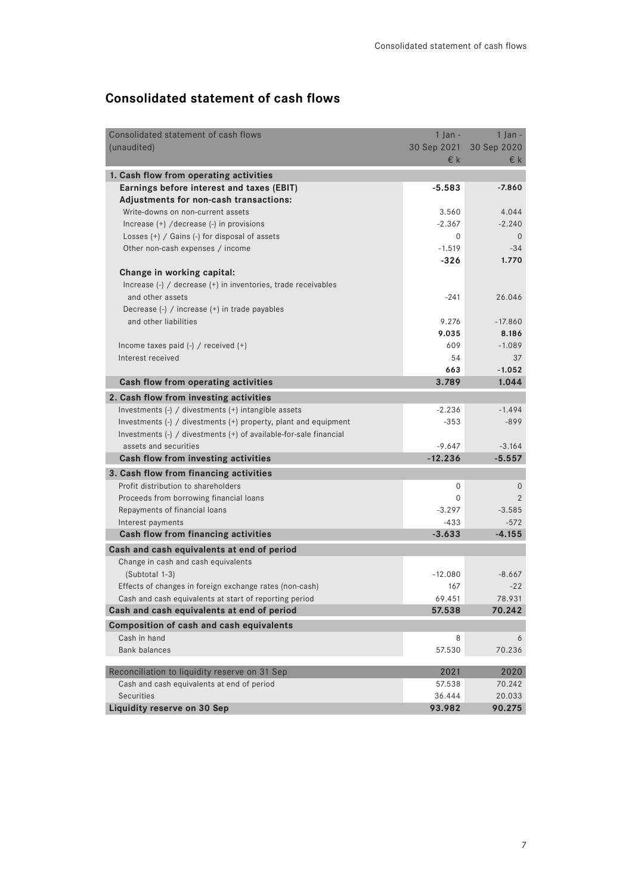## Consolidated statement of cash flows

| Consolidated statement of cash flows (unaudited) | 1 Jan - 30 Sep 2021 €k | 1 Jan - 30 Sep 2020 €k |
|---|---|---|
| **1. Cash flow from operating activities** | | |
| **Earnings before interest and taxes (EBIT)** | **-5.583** | **-7.860** |
| **Adjustments for non-cash transactions:** | | |
| Write-downs on non-current assets | 3.560 | 4.044 |
| Increase (+) /decrease (-) in provisions | -2.367 | -2.240 |
| Losses (+) / Gains (-) for disposal of assets | 0 | 0 |
| Other non-cash expenses / income | -1.519 | -34 |
| | **-326** | **1.770** |
| **Change in working capital:** | | |
| Increase (-) / decrease (+) in inventories, trade receivables and other assets | -241 | 26.046 |
| Decrease (-) / increase (+) in trade payables and other liabilities | 9.276 | -17.860 |
| | **9.035** | **8.186** |
| Income taxes paid (-) / received (+) | 609 | -1.089 |
| Interest received | 54 | 37 |
| | **663** | **-1.052** |
| **Cash flow from operating activities** | **3.789** | **1.044** |
| **2. Cash flow from investing activities** | | |
| Investments (-) / divestments (+) intangible assets | -2.236 | -1.494 |
| Investments (-) / divestments (+) property, plant and equipment | -353 | -899 |
| Investments (-) / divestments (+) of available-for-sale financial assets and securities | -9.647 | -3.164 |
| **Cash flow from investing activities** | **-12.236** | **-5.557** |
| **3. Cash flow from financing activities** | | |
| Profit distribution to shareholders | 0 | 0 |
| Proceeds from borrowing financial loans | 0 | 2 |
| Repayments of financial loans | -3.297 | -3.585 |
| Interest payments | -433 | -572 |
| **Cash flow from financing activities** | **-3.633** | **-4.155** |
| **Cash and cash equivalents at end of period** | | |
| Change in cash and cash equivalents (Subtotal 1-3) | -12.080 | -8.667 |
| Effects of changes in foreign exchange rates (non-cash) | 167 | -22 |
| Cash and cash equivalents at start of reporting period | 69.451 | 78.931 |
| **Cash and cash equivalents at end of period** | **57.538** | **70.242** |
| **Composition of cash and cash equivalents** | | |
| Cash in hand | 8 | 6 |
| Bank balances | 57.530 | 70.236 |

| Reconciliation to liquidity reserve on 31 Sep | 2021 | 2020 |
|---|---|---|
| Cash and cash equivalents at end of period | 57.538 | 70.242 |
| Securities | 36.444 | 20.033 |
| **Liquidity reserve on 30 Sep** | **93.982** | **90.275** |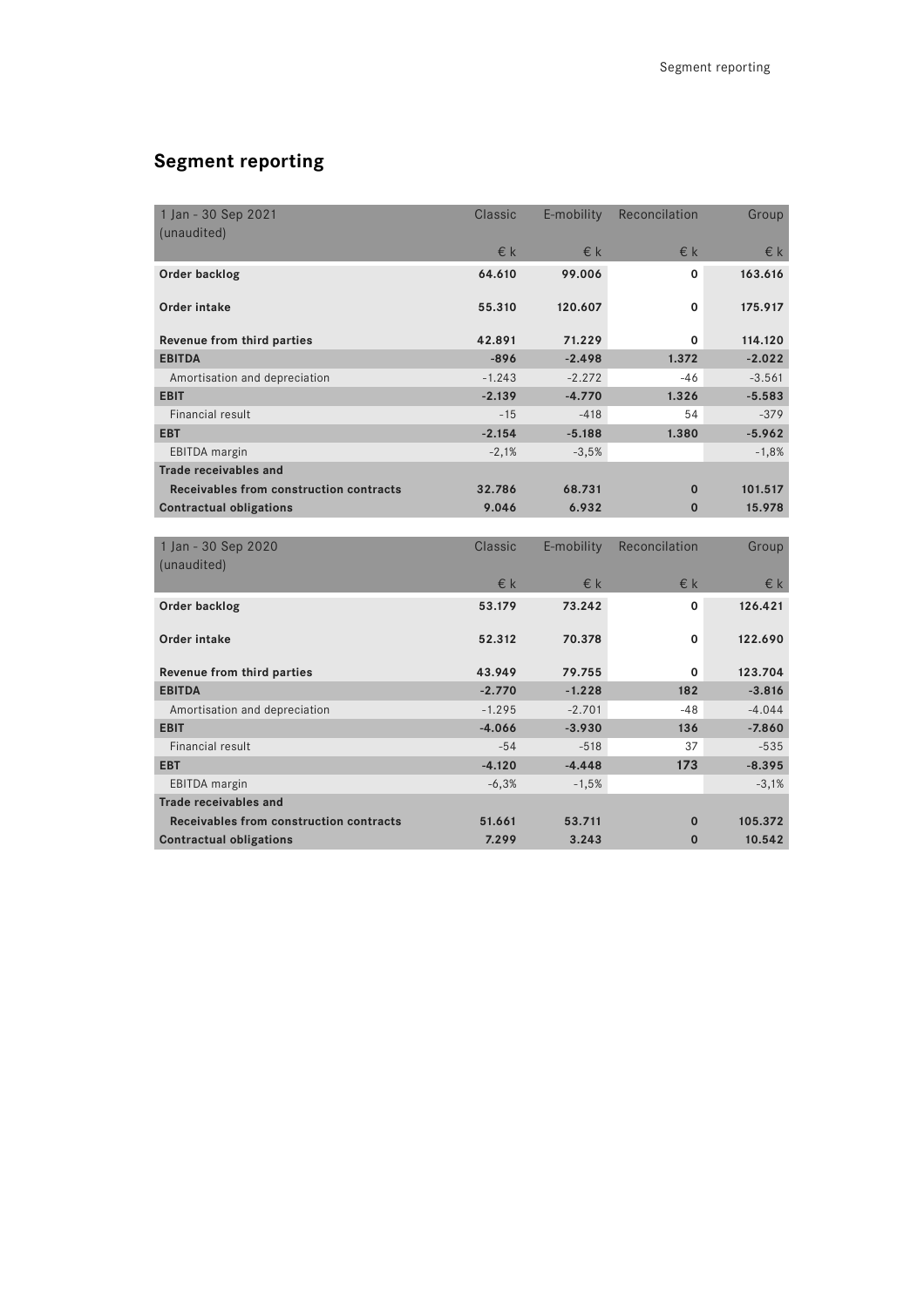## Segment reporting

| 1 Jan - 30 Sep 2021 (unaudited) | Classic | E-mobility | Reconcilation | Group |
|---|---|---|---|---|
| | € k | € k | € k | € k |
| **Order backlog** | **64.610** | **99.006** | **0** | **163.616** |
| **Order intake** | **55.310** | **120.607** | **0** | **175.917** |
| **Revenue from third parties** | **42.891** | **71.229** | **0** | **114.120** |
| **EBITDA** | **-896** | **-2.498** | **1.372** | **-2.022** |
| Amortisation and depreciation | -1.243 | -2.272 | -46 | -3.561 |
| **EBIT** | **-2.139** | **-4.770** | **1.326** | **-5.583** |
| Financial result | -15 | -418 | 54 | -379 |
| **EBT** | **-2.154** | **-5.188** | **1.380** | **-5.962** |
| EBITDA margin | -2,1% | -3,5% | | -1,8% |
| **Trade receivables and Receivables from construction contracts** | **32.786** | **68.731** | **0** | **101.517** |
| **Contractual obligations** | **9.046** | **6.932** | **0** | **15.978** |

| 1 Jan - 30 Sep 2020 (unaudited) | Classic | E-mobility | Reconcilation | Group |
|---|---|---|---|---|
| | € k | € k | € k | € k |
| **Order backlog** | **53.179** | **73.242** | **0** | **126.421** |
| **Order intake** | **52.312** | **70.378** | **0** | **122.690** |
| **Revenue from third parties** | **43.949** | **79.755** | **0** | **123.704** |
| **EBITDA** | **-2.770** | **-1.228** | **182** | **-3.816** |
| Amortisation and depreciation | -1.295 | -2.701 | -48 | -4.044 |
| **EBIT** | **-4.066** | **-3.930** | **136** | **-7.860** |
| Financial result | -54 | -518 | 37 | -535 |
| **EBT** | **-4.120** | **-4.448** | **173** | **-8.395** |
| EBITDA margin | -6,3% | -1,5% | | -3,1% |
| **Trade receivables and Receivables from construction contracts** | **51.661** | **53.711** | **0** | **105.372** |
| **Contractual obligations** | **7.299** | **3.243** | **0** | **10.542** |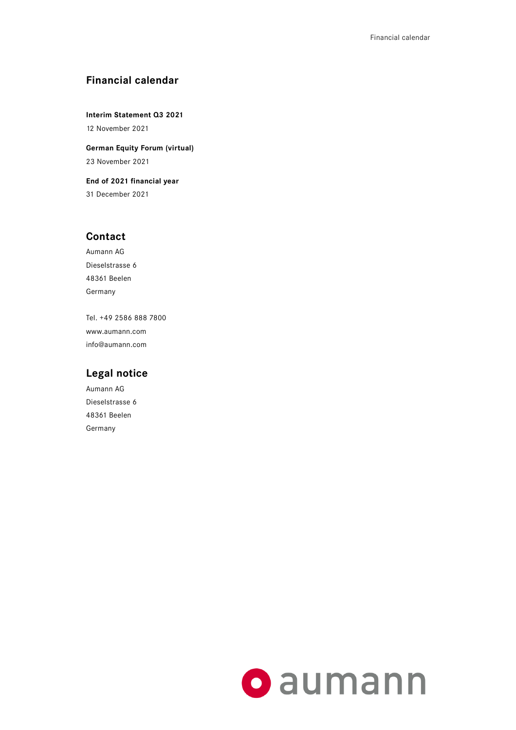## Financial calendar

**Interim Statement Q3 2021**
12 November 2021

**German Equity Forum (virtual)**
23 November 2021

**End of 2021 financial year**
31 December 2021

## Contact

Aumann AG
Dieselstrasse 6
48361 Beelen
Germany

Tel. +49 2586 888 7800
www.aumann.com
info@aumann.com

## Legal notice

Aumann AG
Dieselstrasse 6
48361 Beelen
Germany